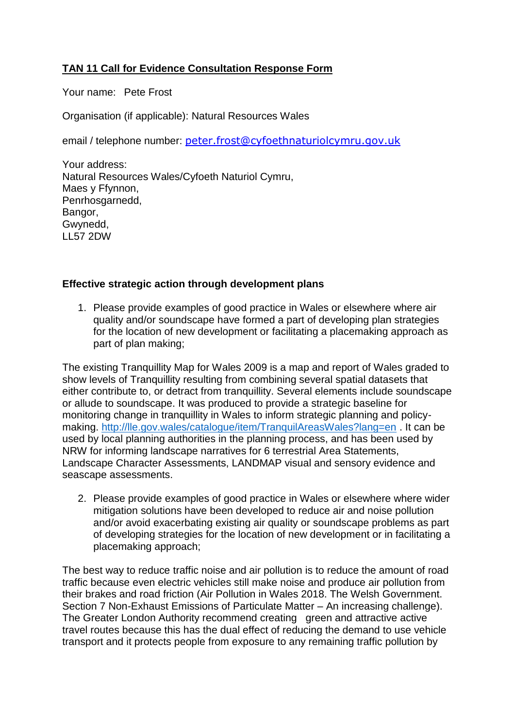**TAN 11 Call for Evidence Consultation Response Form**

Your name: Pete Frost

Organisation (if applicable): Natural Resources Wales

email / telephone number: peter.frost@cyfoethnaturiolcymru.gov.uk

Your address:
Natural Resources Wales/Cyfoeth Naturiol Cymru,
Maes y Ffynnon,
Penrhosgarnedd,
Bangor,
Gwynedd,
LL57 2DW

**Effective strategic action through development plans**

1. Please provide examples of good practice in Wales or elsewhere where air quality and/or soundscape have formed a part of developing plan strategies for the location of new development or facilitating a placemaking approach as part of plan making;

The existing Tranquillity Map for Wales 2009 is a map and report of Wales graded to show levels of Tranquillity resulting from combining several spatial datasets that either contribute to, or detract from tranquillity. Several elements include soundscape or allude to soundscape. It was produced to provide a strategic baseline for monitoring change in tranquillity in Wales to inform strategic planning and policy-making. http://lle.gov.wales/catalogue/item/TranquilAreasWales?lang=en . It can be used by local planning authorities in the planning process, and has been used by NRW for informing landscape narratives for 6 terrestrial Area Statements, Landscape Character Assessments, LANDMAP visual and sensory evidence and seascape assessments.

2. Please provide examples of good practice in Wales or elsewhere where wider mitigation solutions have been developed to reduce air and noise pollution and/or avoid exacerbating existing air quality or soundscape problems as part of developing strategies for the location of new development or in facilitating a placemaking approach;

The best way to reduce traffic noise and air pollution is to reduce the amount of road traffic because even electric vehicles still make noise and produce air pollution from their brakes and road friction (Air Pollution in Wales 2018. The Welsh Government. Section 7 Non-Exhaust Emissions of Particulate Matter – An increasing challenge). The Greater London Authority recommend creating green and attractive active travel routes because this has the dual effect of reducing the demand to use vehicle transport and it protects people from exposure to any remaining traffic pollution by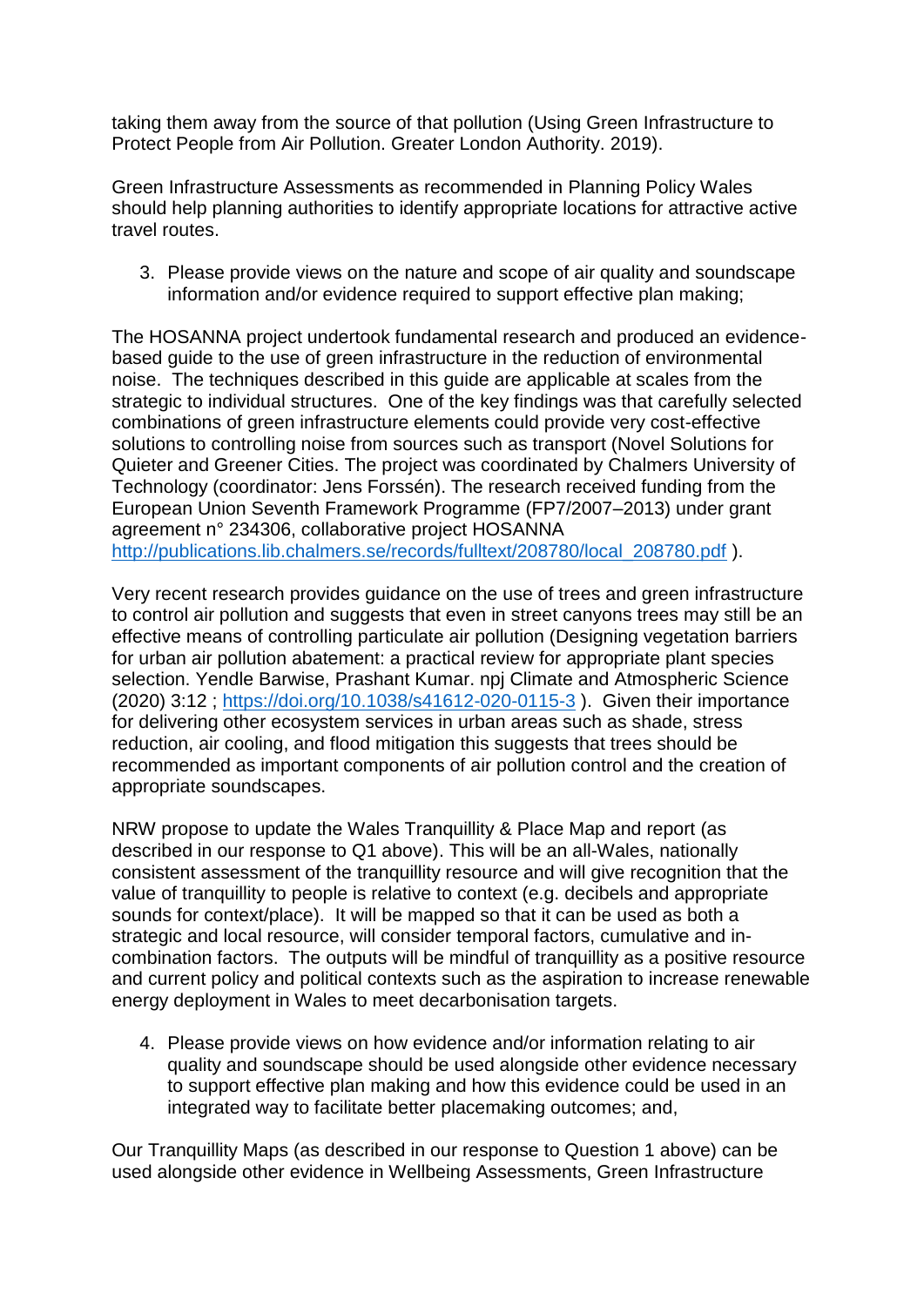taking them away from the source of that pollution (Using Green Infrastructure to Protect People from Air Pollution. Greater London Authority. 2019).

Green Infrastructure Assessments as recommended in Planning Policy Wales should help planning authorities to identify appropriate locations for attractive active travel routes.

3. Please provide views on the nature and scope of air quality and soundscape information and/or evidence required to support effective plan making;

The HOSANNA project undertook fundamental research and produced an evidence-based guide to the use of green infrastructure in the reduction of environmental noise. The techniques described in this guide are applicable at scales from the strategic to individual structures. One of the key findings was that carefully selected combinations of green infrastructure elements could provide very cost-effective solutions to controlling noise from sources such as transport (Novel Solutions for Quieter and Greener Cities. The project was coordinated by Chalmers University of Technology (coordinator: Jens Forssén). The research received funding from the European Union Seventh Framework Programme (FP7/2007–2013) under grant agreement n° 234306, collaborative project HOSANNA http://publications.lib.chalmers.se/records/fulltext/208780/local_208780.pdf ).

Very recent research provides guidance on the use of trees and green infrastructure to control air pollution and suggests that even in street canyons trees may still be an effective means of controlling particulate air pollution (Designing vegetation barriers for urban air pollution abatement: a practical review for appropriate plant species selection. Yendle Barwise, Prashant Kumar. npj Climate and Atmospheric Science (2020) 3:12 ; https://doi.org/10.1038/s41612-020-0115-3 ). Given their importance for delivering other ecosystem services in urban areas such as shade, stress reduction, air cooling, and flood mitigation this suggests that trees should be recommended as important components of air pollution control and the creation of appropriate soundscapes.

NRW propose to update the Wales Tranquillity & Place Map and report (as described in our response to Q1 above). This will be an all-Wales, nationally consistent assessment of the tranquillity resource and will give recognition that the value of tranquillity to people is relative to context (e.g. decibels and appropriate sounds for context/place). It will be mapped so that it can be used as both a strategic and local resource, will consider temporal factors, cumulative and in-combination factors. The outputs will be mindful of tranquillity as a positive resource and current policy and political contexts such as the aspiration to increase renewable energy deployment in Wales to meet decarbonisation targets.

4. Please provide views on how evidence and/or information relating to air quality and soundscape should be used alongside other evidence necessary to support effective plan making and how this evidence could be used in an integrated way to facilitate better placemaking outcomes; and,

Our Tranquillity Maps (as described in our response to Question 1 above) can be used alongside other evidence in Wellbeing Assessments, Green Infrastructure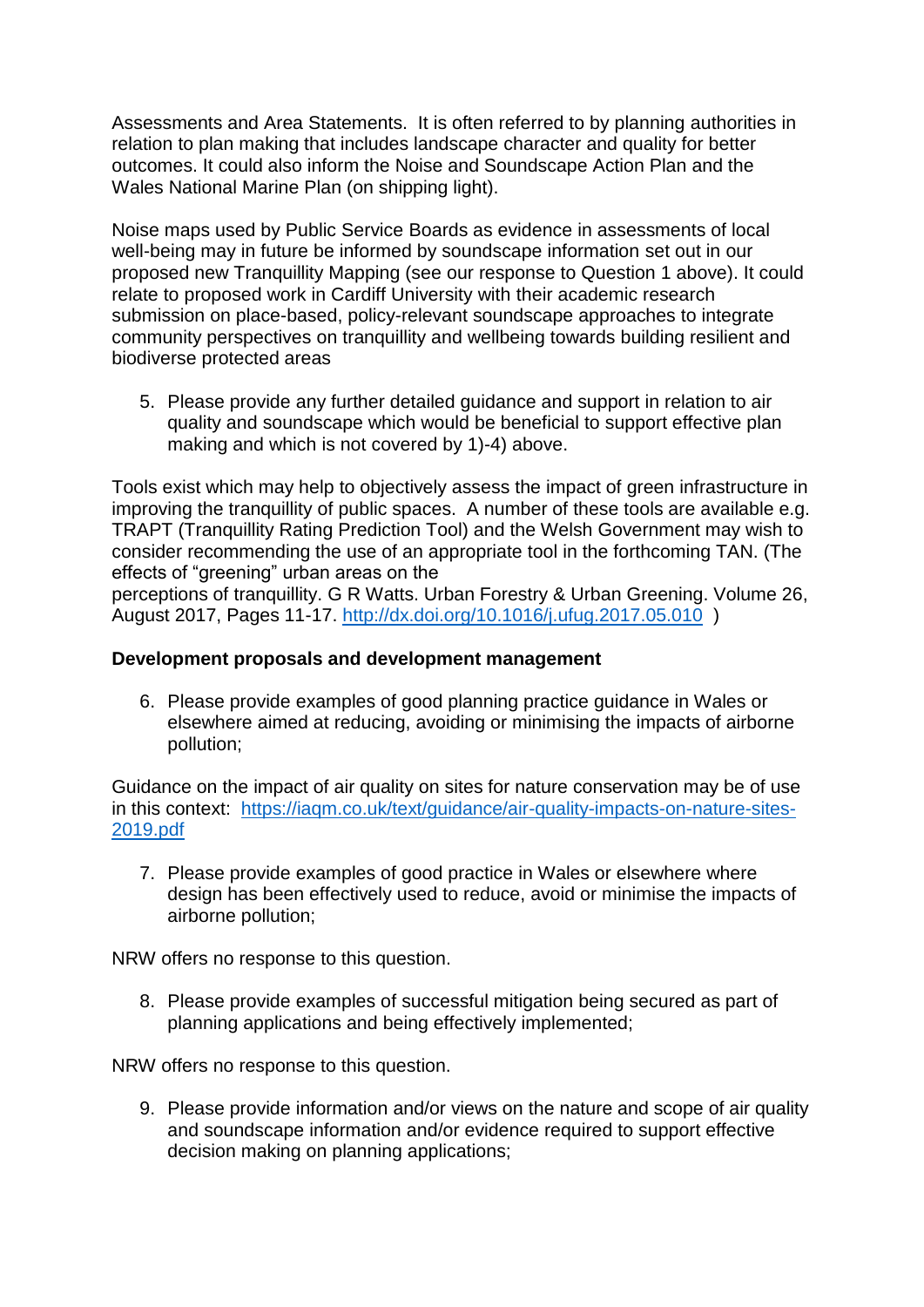Assessments and Area Statements. It is often referred to by planning authorities in relation to plan making that includes landscape character and quality for better outcomes. It could also inform the Noise and Soundscape Action Plan and the Wales National Marine Plan (on shipping light).

Noise maps used by Public Service Boards as evidence in assessments of local well-being may in future be informed by soundscape information set out in our proposed new Tranquillity Mapping (see our response to Question 1 above). It could relate to proposed work in Cardiff University with their academic research submission on place-based, policy-relevant soundscape approaches to integrate community perspectives on tranquillity and wellbeing towards building resilient and biodiverse protected areas

5. Please provide any further detailed guidance and support in relation to air quality and soundscape which would be beneficial to support effective plan making and which is not covered by 1)-4) above.

Tools exist which may help to objectively assess the impact of green infrastructure in improving the tranquillity of public spaces. A number of these tools are available e.g. TRAPT (Tranquillity Rating Prediction Tool) and the Welsh Government may wish to consider recommending the use of an appropriate tool in the forthcoming TAN. (The effects of "greening" urban areas on the perceptions of tranquillity. G R Watts. Urban Forestry & Urban Greening. Volume 26, August 2017, Pages 11-17. http://dx.doi.org/10.1016/j.ufug.2017.05.010 )

**Development proposals and development management**

6. Please provide examples of good planning practice guidance in Wales or elsewhere aimed at reducing, avoiding or minimising the impacts of airborne pollution;

Guidance on the impact of air quality on sites for nature conservation may be of use in this context: https://iaqm.co.uk/text/guidance/air-quality-impacts-on-nature-sites-2019.pdf

7. Please provide examples of good practice in Wales or elsewhere where design has been effectively used to reduce, avoid or minimise the impacts of airborne pollution;

NRW offers no response to this question.

8. Please provide examples of successful mitigation being secured as part of planning applications and being effectively implemented;

NRW offers no response to this question.

9. Please provide information and/or views on the nature and scope of air quality and soundscape information and/or evidence required to support effective decision making on planning applications;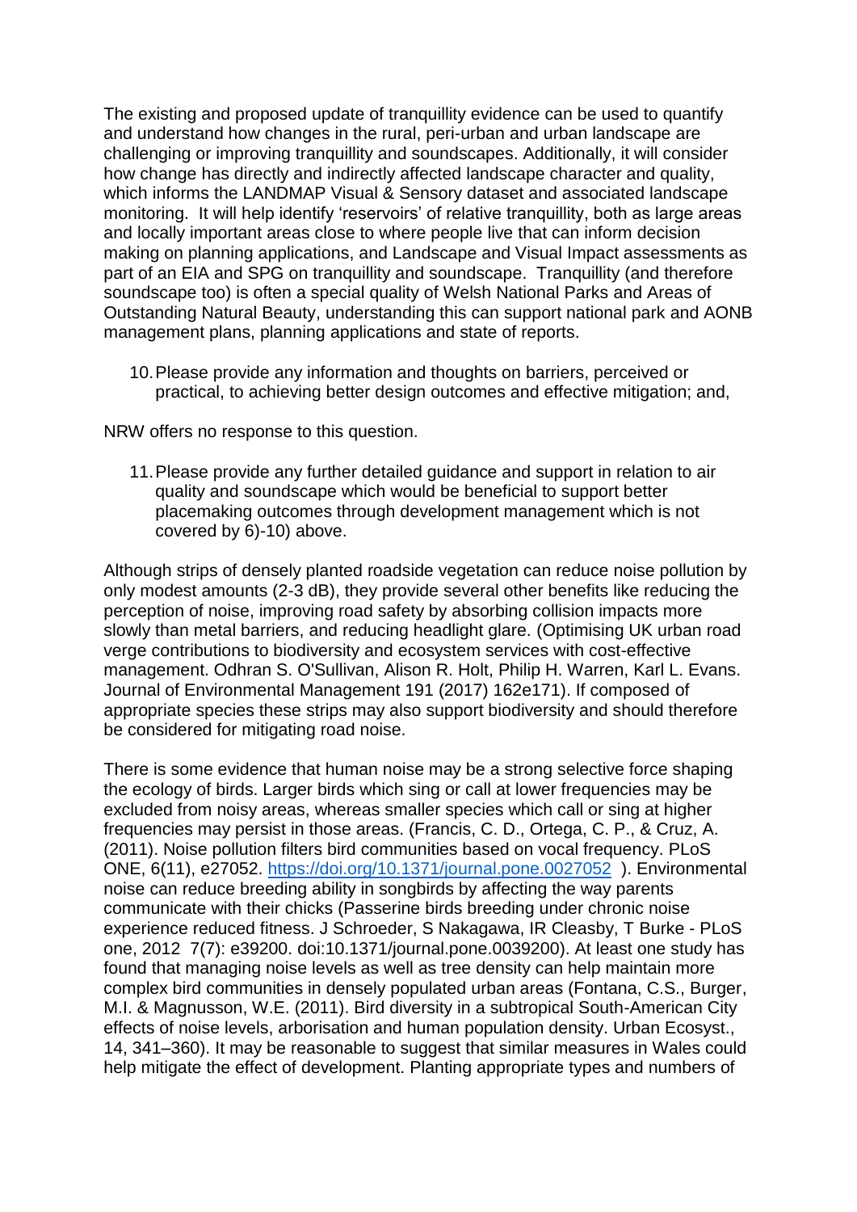The existing and proposed update of tranquillity evidence can be used to quantify and understand how changes in the rural, peri-urban and urban landscape are challenging or improving tranquillity and soundscapes. Additionally, it will consider how change has directly and indirectly affected landscape character and quality, which informs the LANDMAP Visual & Sensory dataset and associated landscape monitoring. It will help identify 'reservoirs' of relative tranquillity, both as large areas and locally important areas close to where people live that can inform decision making on planning applications, and Landscape and Visual Impact assessments as part of an EIA and SPG on tranquillity and soundscape. Tranquillity (and therefore soundscape too) is often a special quality of Welsh National Parks and Areas of Outstanding Natural Beauty, understanding this can support national park and AONB management plans, planning applications and state of reports.

10. Please provide any information and thoughts on barriers, perceived or practical, to achieving better design outcomes and effective mitigation; and,

NRW offers no response to this question.

11. Please provide any further detailed guidance and support in relation to air quality and soundscape which would be beneficial to support better placemaking outcomes through development management which is not covered by 6)-10) above.

Although strips of densely planted roadside vegetation can reduce noise pollution by only modest amounts (2-3 dB), they provide several other benefits like reducing the perception of noise, improving road safety by absorbing collision impacts more slowly than metal barriers, and reducing headlight glare. (Optimising UK urban road verge contributions to biodiversity and ecosystem services with cost-effective management. Odhran S. O'Sullivan, Alison R. Holt, Philip H. Warren, Karl L. Evans. Journal of Environmental Management 191 (2017) 162e171). If composed of appropriate species these strips may also support biodiversity and should therefore be considered for mitigating road noise.

There is some evidence that human noise may be a strong selective force shaping the ecology of birds. Larger birds which sing or call at lower frequencies may be excluded from noisy areas, whereas smaller species which call or sing at higher frequencies may persist in those areas. (Francis, C. D., Ortega, C. P., & Cruz, A. (2011). Noise pollution filters bird communities based on vocal frequency. PLoS ONE, 6(11), e27052. https://doi.org/10.1371/journal.pone.0027052 ). Environmental noise can reduce breeding ability in songbirds by affecting the way parents communicate with their chicks (Passerine birds breeding under chronic noise experience reduced fitness. J Schroeder, S Nakagawa, IR Cleasby, T Burke - PLoS one, 2012 7(7): e39200. doi:10.1371/journal.pone.0039200). At least one study has found that managing noise levels as well as tree density can help maintain more complex bird communities in densely populated urban areas (Fontana, C.S., Burger, M.I. & Magnusson, W.E. (2011). Bird diversity in a subtropical South-American City effects of noise levels, arborisation and human population density. Urban Ecosyst., 14, 341–360). It may be reasonable to suggest that similar measures in Wales could help mitigate the effect of development. Planting appropriate types and numbers of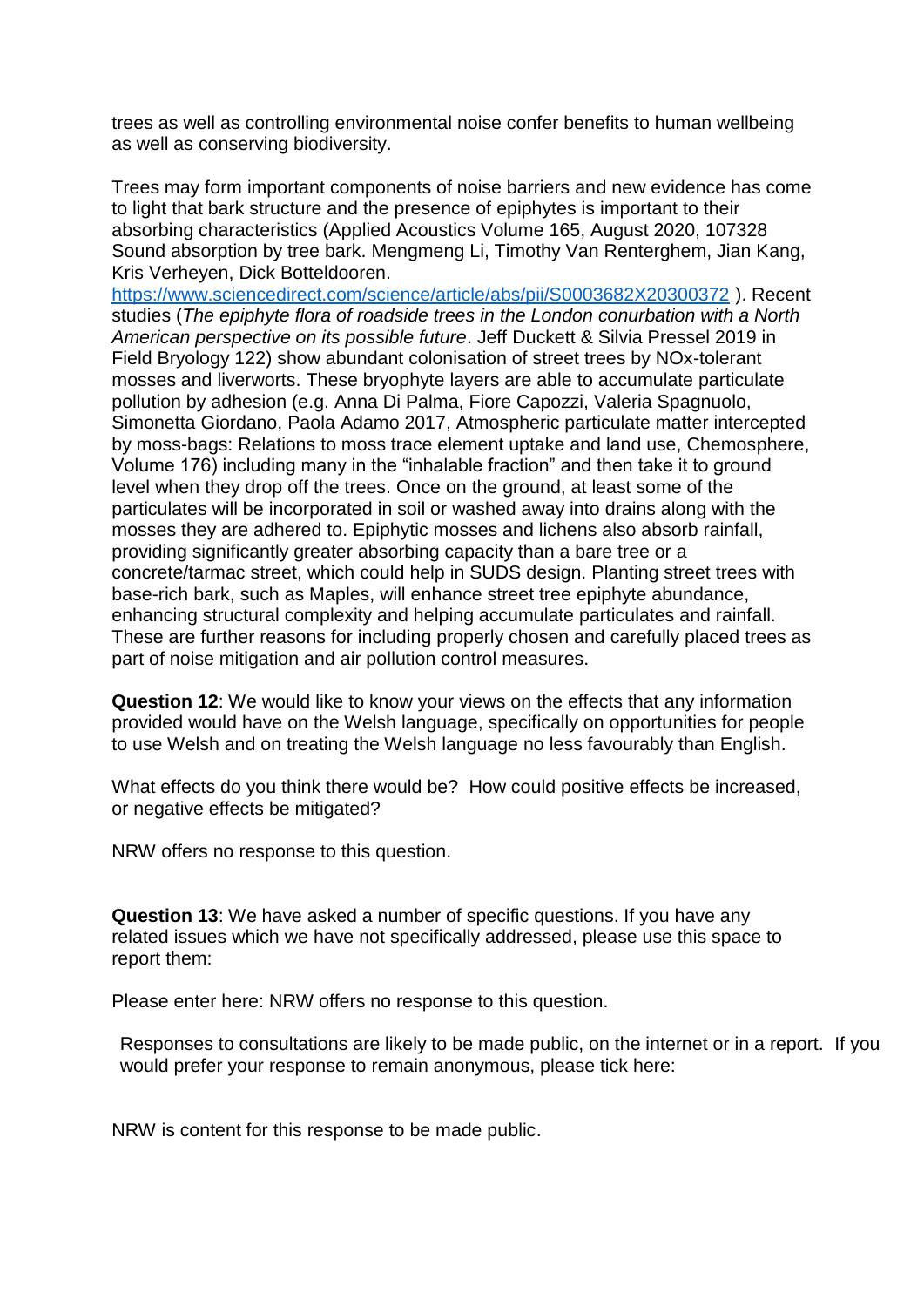trees as well as controlling environmental noise confer benefits to human wellbeing as well as conserving biodiversity.

Trees may form important components of noise barriers and new evidence has come to light that bark structure and the presence of epiphytes is important to their absorbing characteristics (Applied Acoustics Volume 165, August 2020, 107328 Sound absorption by tree bark. Mengmeng Li, Timothy Van Renterghem, Jian Kang, Kris Verheyen, Dick Botteldooren. https://www.sciencedirect.com/science/article/abs/pii/S0003682X20300372 ). Recent studies (*The epiphyte flora of roadside trees in the London conurbation with a North American perspective on its possible future*. Jeff Duckett & Silvia Pressel 2019 in Field Bryology 122) show abundant colonisation of street trees by NOx-tolerant mosses and liverworts. These bryophyte layers are able to accumulate particulate pollution by adhesion (e.g. Anna Di Palma, Fiore Capozzi, Valeria Spagnuolo, Simonetta Giordano, Paola Adamo 2017, Atmospheric particulate matter intercepted by moss-bags: Relations to moss trace element uptake and land use, Chemosphere, Volume 176) including many in the "inhalable fraction" and then take it to ground level when they drop off the trees. Once on the ground, at least some of the particulates will be incorporated in soil or washed away into drains along with the mosses they are adhered to. Epiphytic mosses and lichens also absorb rainfall, providing significantly greater absorbing capacity than a bare tree or a concrete/tarmac street, which could help in SUDS design. Planting street trees with base-rich bark, such as Maples, will enhance street tree epiphyte abundance, enhancing structural complexity and helping accumulate particulates and rainfall. These are further reasons for including properly chosen and carefully placed trees as part of noise mitigation and air pollution control measures.

**Question 12**: We would like to know your views on the effects that any information provided would have on the Welsh language, specifically on opportunities for people to use Welsh and on treating the Welsh language no less favourably than English.

What effects do you think there would be? How could positive effects be increased, or negative effects be mitigated?

NRW offers no response to this question.

**Question 13**: We have asked a number of specific questions. If you have any related issues which we have not specifically addressed, please use this space to report them:

Please enter here: NRW offers no response to this question.

Responses to consultations are likely to be made public, on the internet or in a report. If you would prefer your response to remain anonymous, please tick here:

NRW is content for this response to be made public.